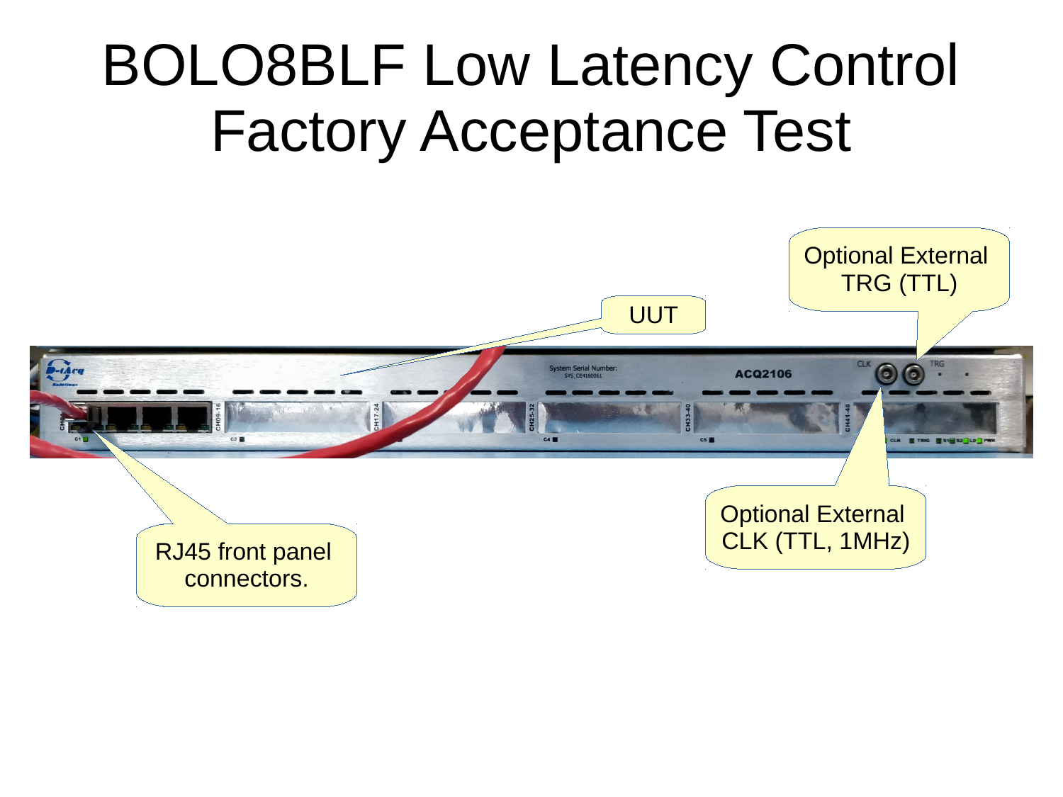# BOLO8BLF Low Latency Control Factory Acceptance Test

UUT

Optional External TRG (TTL)

Optional External CLK (TTL, 1MHz)

RJ45 front panel connectors.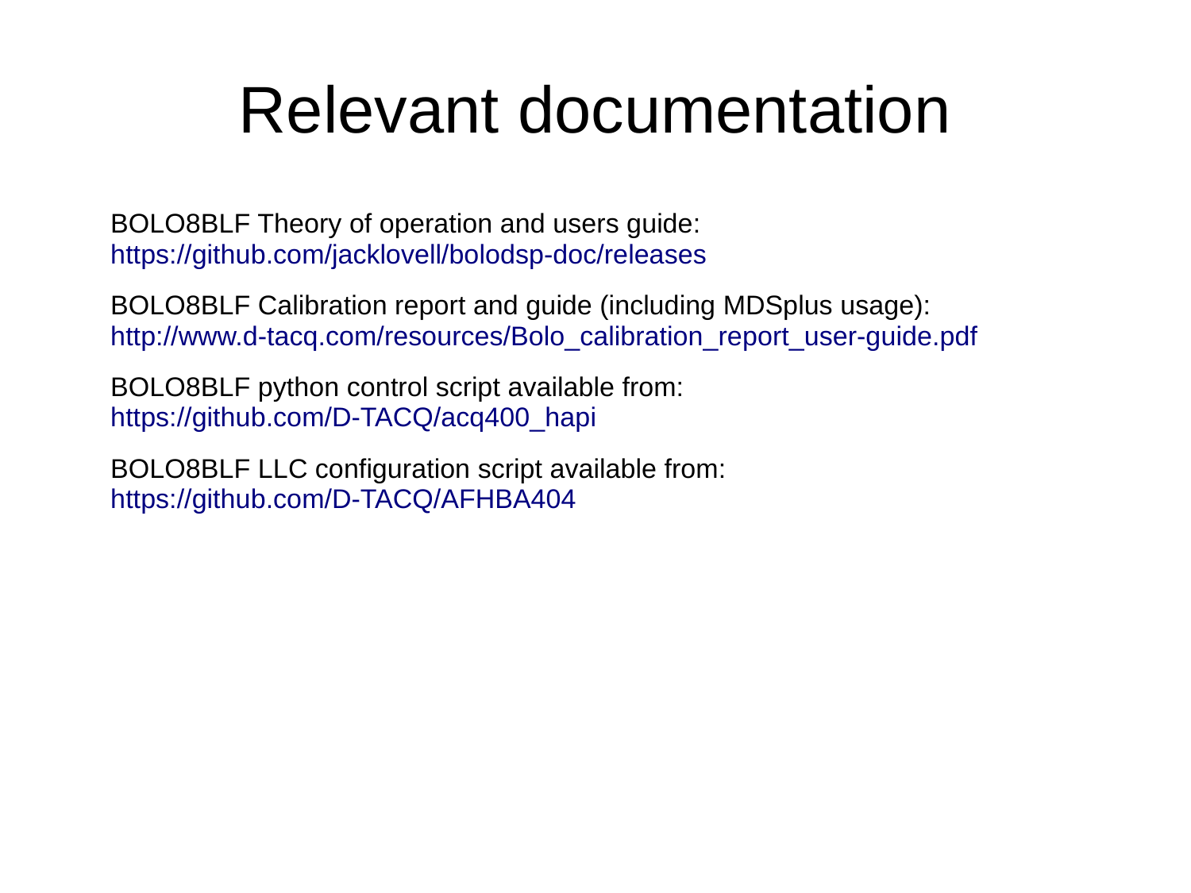# Relevant documentation

BOLO8BLF Theory of operation and users guide:
https://github.com/jacklovell/bolodsp-doc/releases

BOLO8BLF Calibration report and guide (including MDSplus usage):
http://www.d-tacq.com/resources/Bolo_calibration_report_user-guide.pdf

BOLO8BLF python control script available from:
https://github.com/D-TACQ/acq400_hapi

BOLO8BLF LLC configuration script available from:
https://github.com/D-TACQ/AFHBA404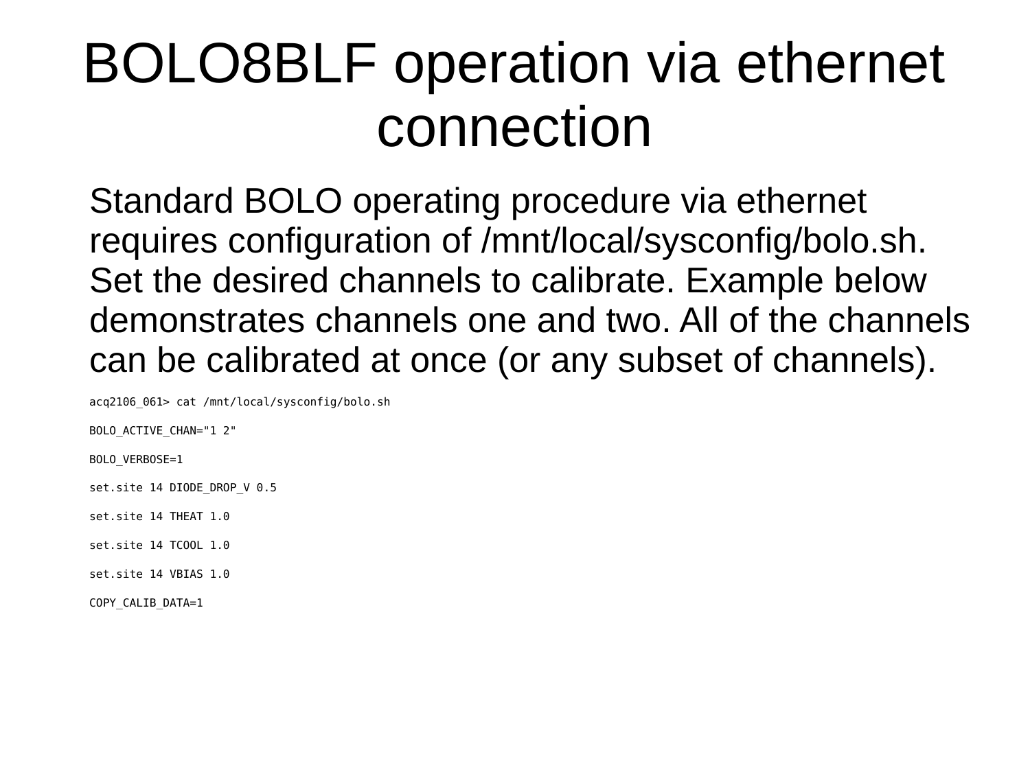# BOLO8BLF operation via ethernet connection

Standard BOLO operating procedure via ethernet requires configuration of /mnt/local/sysconfig/bolo.sh. Set the desired channels to calibrate. Example below demonstrates channels one and two. All of the channels can be calibrated at once (or any subset of channels).

```
acq2106_061> cat /mnt/local/sysconfig/bolo.sh

BOLO_ACTIVE_CHAN="1 2"

BOLO_VERBOSE=1

set.site 14 DIODE_DROP_V 0.5

set.site 14 THEAT 1.0

set.site 14 TCOOL 1.0

set.site 14 VBIAS 1.0

COPY_CALIB_DATA=1
```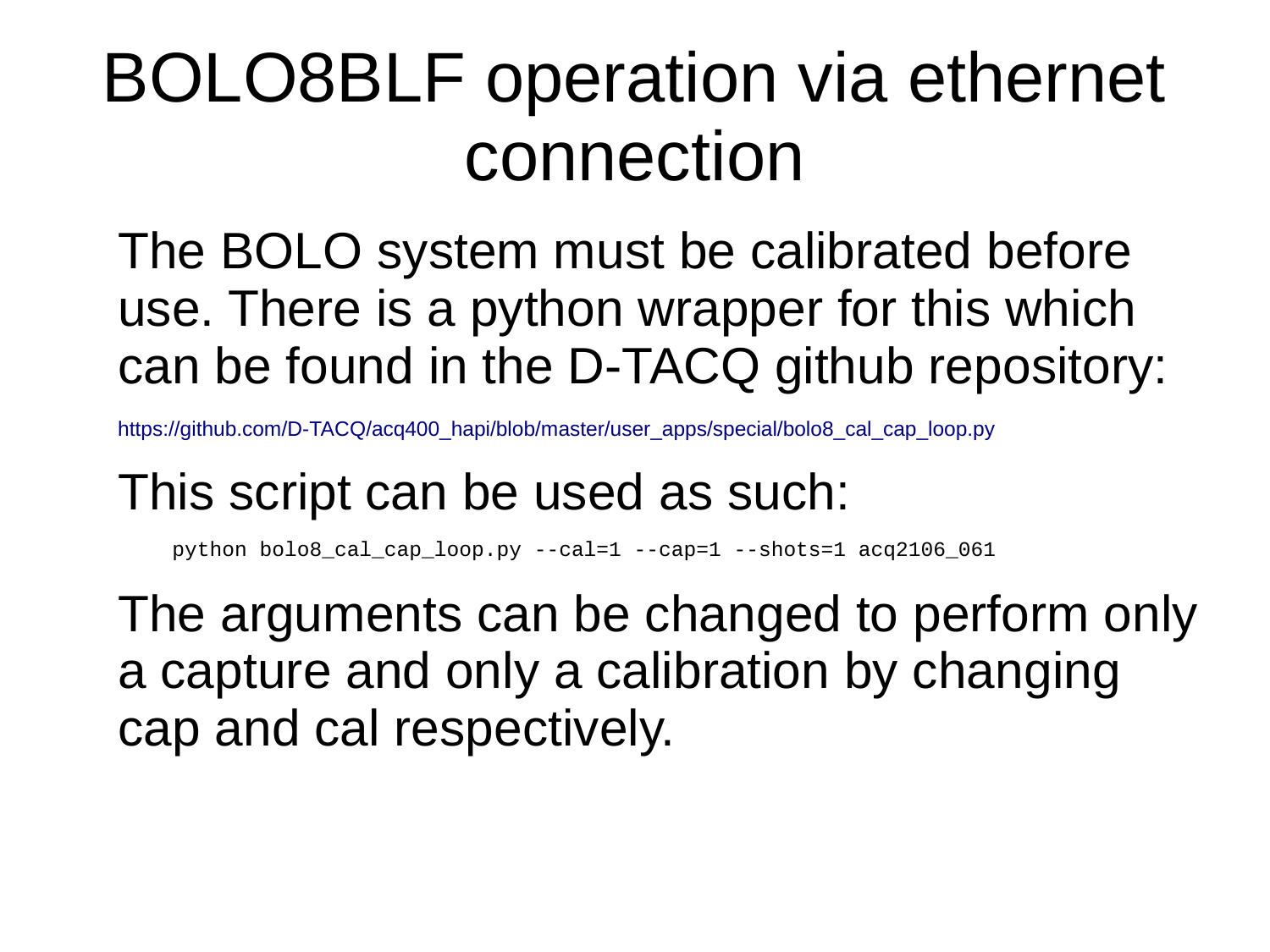# BOLO8BLF operation via ethernet connection

The BOLO system must be calibrated before use. There is a python wrapper for this which can be found in the D-TACQ github repository:

https://github.com/D-TACQ/acq400_hapi/blob/master/user_apps/special/bolo8_cal_cap_loop.py

This script can be used as such:

```
python bolo8_cal_cap_loop.py --cal=1 --cap=1 --shots=1 acq2106_061
```

The arguments can be changed to perform only a capture and only a calibration by changing cap and cal respectively.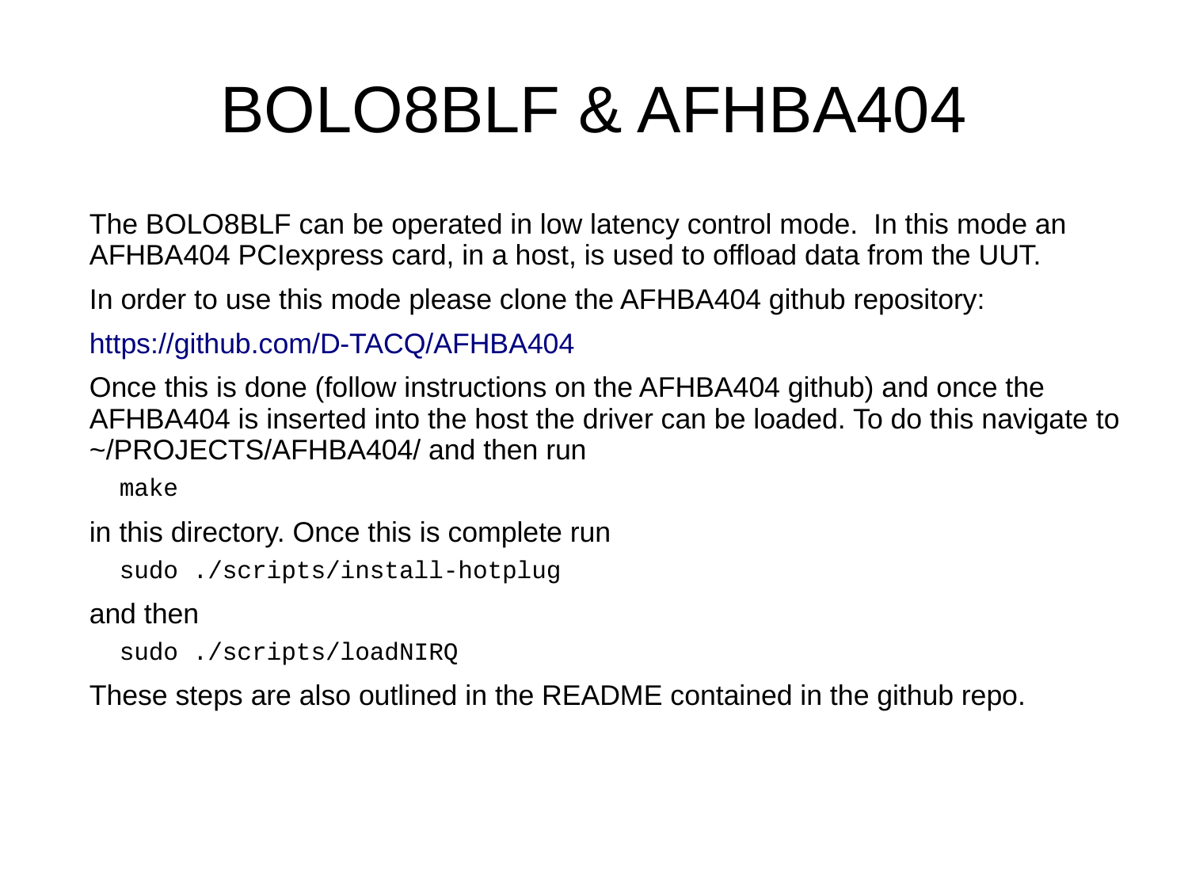# BOLO8BLF & AFHBA404

The BOLO8BLF can be operated in low latency control mode. In this mode an AFHBA404 PCIexpress card, in a host, is used to offload data from the UUT.

In order to use this mode please clone the AFHBA404 github repository:

https://github.com/D-TACQ/AFHBA404

Once this is done (follow instructions on the AFHBA404 github) and once the AFHBA404 is inserted into the host the driver can be loaded. To do this navigate to ~/PROJECTS/AFHBA404/ and then run

```
make
```

in this directory. Once this is complete run

```
sudo ./scripts/install-hotplug
```

and then

```
sudo ./scripts/loadNIRQ
```

These steps are also outlined in the README contained in the github repo.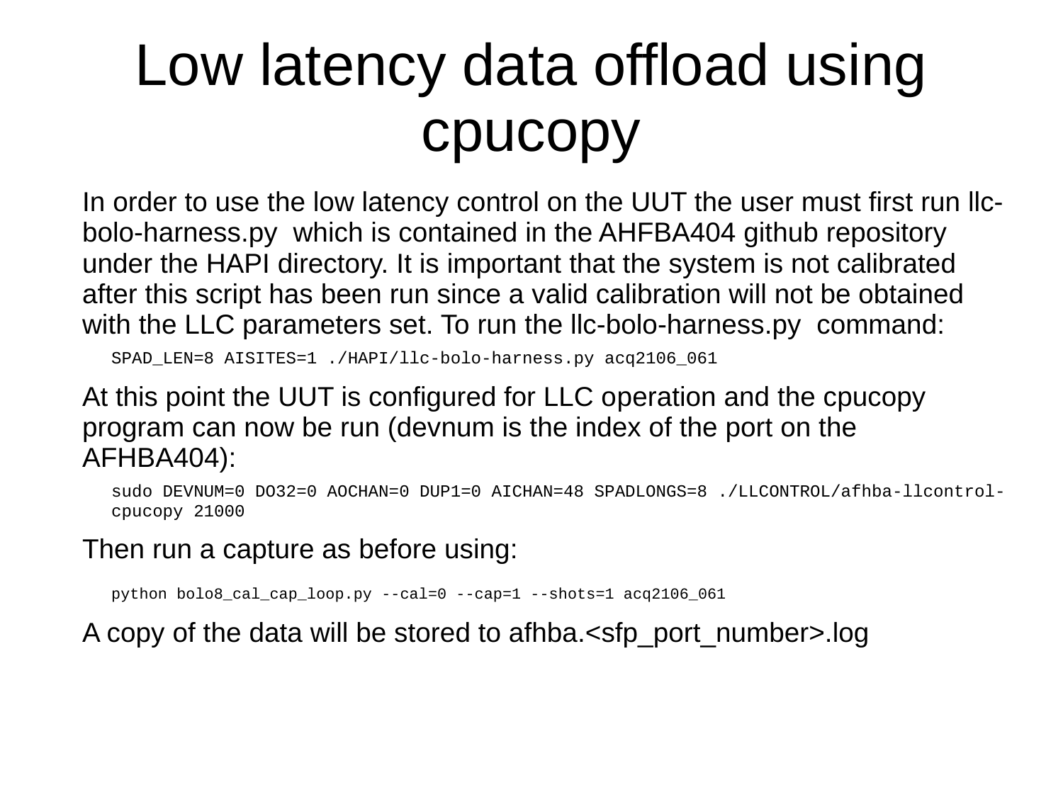# Low latency data offload using cpucopy

In order to use the low latency control on the UUT the user must first run llc-bolo-harness.py which is contained in the AHFBA404 github repository under the HAPI directory. It is important that the system is not calibrated after this script has been run since a valid calibration will not be obtained with the LLC parameters set. To run the llc-bolo-harness.py command:

```
SPAD_LEN=8 AISITES=1 ./HAPI/llc-bolo-harness.py acq2106_061
```

At this point the UUT is configured for LLC operation and the cpucopy program can now be run (devnum is the index of the port on the AFHBA404):

```
sudo DEVNUM=0 DO32=0 AOCHAN=0 DUP1=0 AICHAN=48 SPADLONGS=8 ./LLCONTROL/afhba-llcontrol-cpucopy 21000
```

Then run a capture as before using:

```
python bolo8_cal_cap_loop.py --cal=0 --cap=1 --shots=1 acq2106_061
```

A copy of the data will be stored to afhba.<sfp_port_number>.log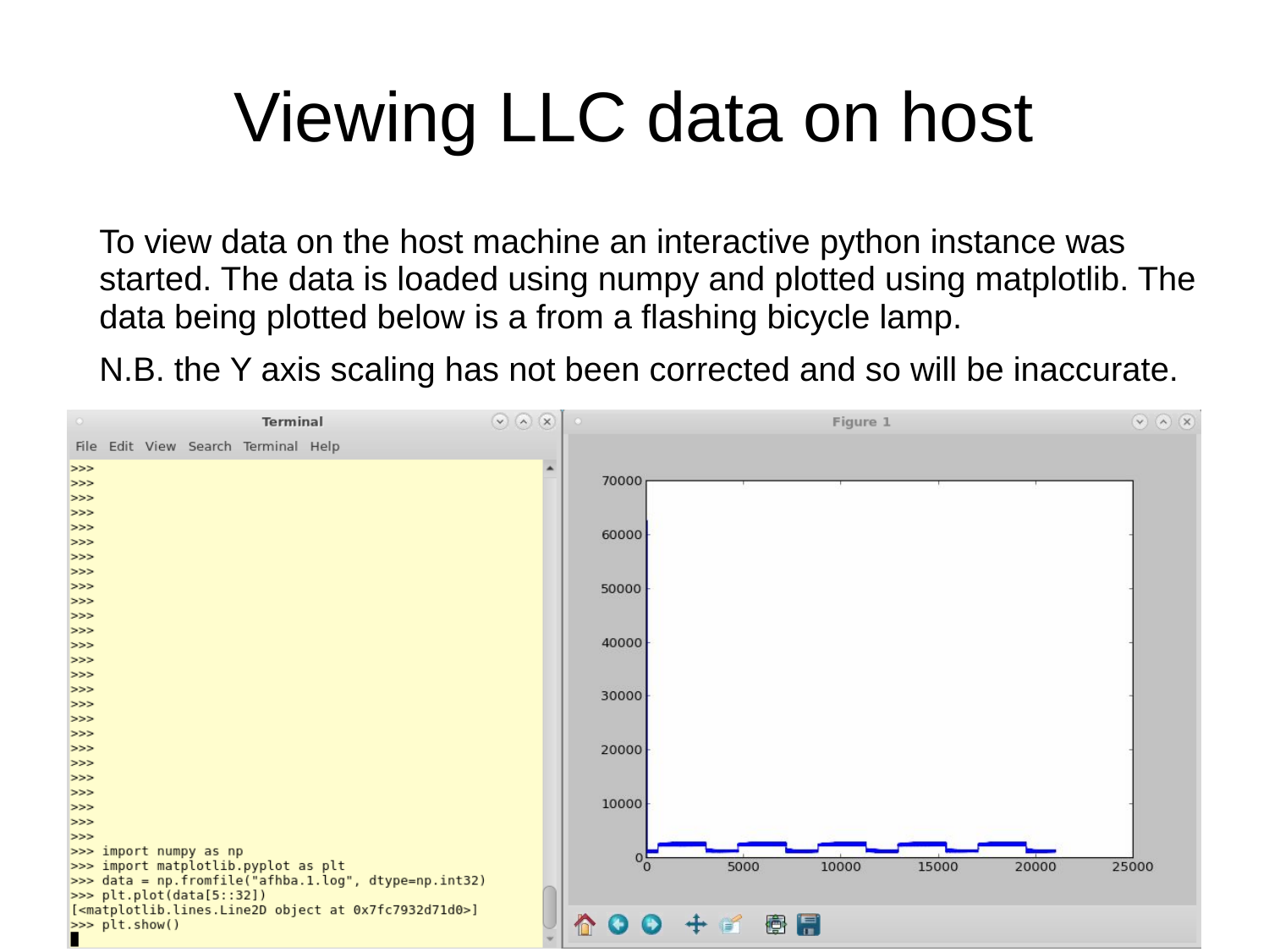# Viewing LLC data on host

To view data on the host machine an interactive python instance was started. The data is loaded using numpy and plotted using matplotlib. The data being plotted below is a from a flashing bicycle lamp.

N.B. the Y axis scaling has not been corrected and so will be inaccurate.

Terminal

File Edit View Search Terminal Help

```
>>> import numpy as np
>>> import matplotlib.pyplot as plt
>>> data = np.fromfile("afhba.1.log", dtype=np.int32)
>>> plt.plot(data[5::32])
[<matplotlib.lines.Line2D object at 0x7fc7932d71d0>]
>>> plt.show()
```

Figure 1

70000
60000
50000
40000
30000
20000
10000
0
0
5000
10000
15000
20000
25000